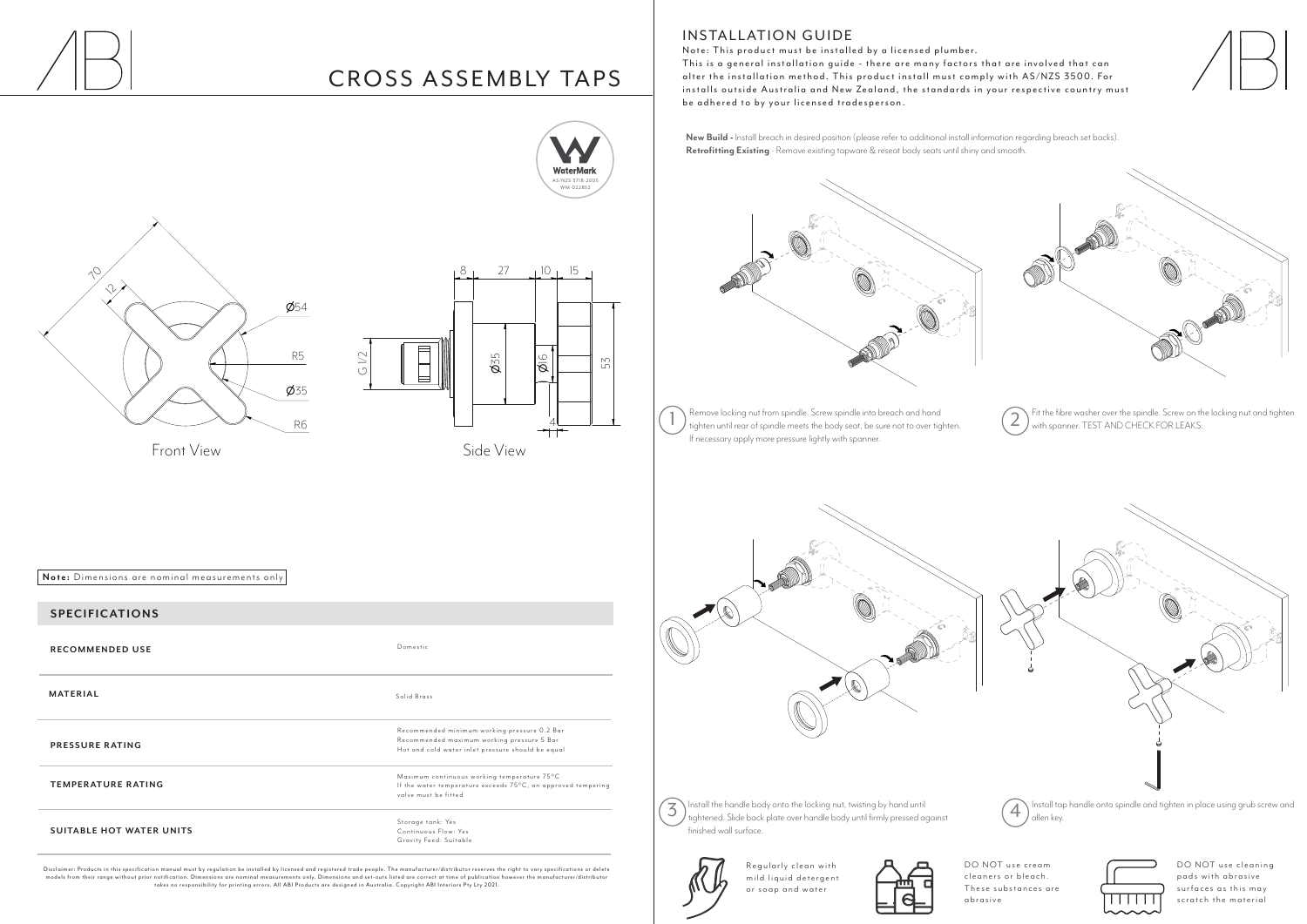# CROSS ASSEMBLY TAPS

Front View

Side View

**Note:** Dimensions are nominal measurements only

## SPECIFICATIONS

| | |
|---|---|
| **RECOMMENDED USE** | Domestic |
| **MATERIAL** | Solid Brass |
| **PRESSURE RATING** | Recommended minimum working pressure 0.2 Bar<br>Recommended maximum working pressure 5 Bar<br>Hot and cold water inlet pressure should be equal |
| **TEMPERATURE RATING** | Maximum continuous working temperature 75°C<br>If the water temperature exceeds 75°C, an approved tempering valve must be fitted |
| **SUITABLE HOT WATER UNITS** | Storage tank: Yes<br>Continuous Flow: Yes<br>Gravity Feed: Suitable |

Disclaimer: Products in this specification manual must by regulation be installed by licensed and registered trade people. The manufacturer/distributor reserves the right to vary specifications or delete models from their range without prior notification. Dimensions are nominal measurements only. Dimensions and set-outs listed are correct at time of publication however the manufacturer/distributor takes no responsibility for printing errors. All ABI Products are designed in Australia. Copyright ABI Interiors Pty Ltd 2021.

## INSTALLATION GUIDE

Note: This product must be installed by a licensed plumber.
This is a general installation guide - there are many factors that are involved that can alter the installation method. This product install must comply with AS/NZS 3500. For installs outside Australia and New Zealand, the standards in your respective country must be adhered to by your licensed tradesperson.

**New Build -** Install breach in desired position (please refer to additional install information regarding breach set backs).
**Retrofitting Existing** - Remove existing tapware & reseat body seats until shiny and smooth.

1. Remove locking nut from spindle. Screw spindle into breach and hand tighten until rear of spindle meets the body seat, be sure not to over tighten. If necessary apply more pressure lightly with spanner.
2. Fit the fibre washer over the spindle. Screw on the locking nut and tighten with spanner. TEST AND CHECK FOR LEAKS.
3. Install the handle body onto the locking nut, twisting by hand until tightened. Slide back plate over handle body until firmly pressed against finished wall surface.
4. Install tap handle onto spindle and tighten in place using grub screw and allen key.

Regularly clean with mild liquid detergent or soap and water

DO NOT use cream cleaners or bleach. These substances are abrasive

DO NOT use cleaning pads with abrasive surfaces as this may scratch the material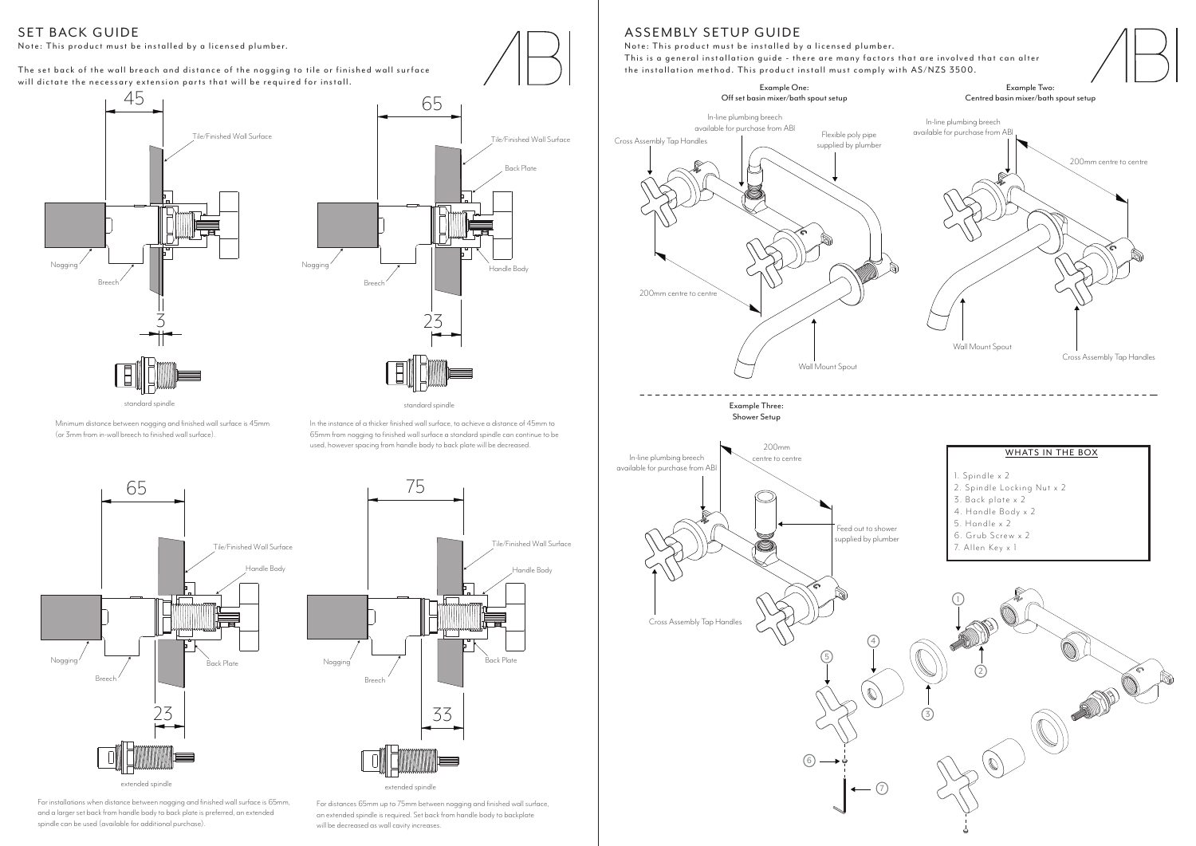# SET BACK GUIDE

Note: This product must be installed by a licensed plumber.

The set back of the wall breach and distance of the nogging to tile or finished wall surface will dictate the necessary extension parts that will be required for install.

45

Tile/Finished Wall Surface

Nogging

Breech

3

standard spindle

Minimum distance between nogging and finished wall surface is 45mm (or 3mm from in-wall breech to finished wall surface).

65

Tile/Finished Wall Surface

Back Plate

Nogging

Handle Body

Breech

23

standard spindle

In the instance of a thicker finished wall surface, to achieve a distance of 45mm to 65mm from nogging to finished wall surface a standard spindle can continue to be used, however spacing from handle body to back plate will be decreased.

65

Tile/Finished Wall Surface

Handle Body

Nogging

Back Plate

Breech

23

extended spindle

For installations when distance between nogging and finished wall surface is 65mm, and a larger set back from handle body to back plate is preferred, an extended spindle can be used (available for additional purchase).

75

Tile/Finished Wall Surface

Handle Body

Nogging

Back Plate

Breech

33

extended spindle

For distances 65mm up to 75mm between nogging and finished wall surface, an extended spindle is required. Set back from handle body to backplate will be decreased as wall cavity increases.

# ASSEMBLY SETUP GUIDE

Note: This product must be installed by a licensed plumber.
This is a general installation guide - there are many factors that are involved that can alter the installation method. This product install must comply with AS/NZS 3500.

**Example One:**
Off set basin mixer/bath spout setup

In-line plumbing breech available for purchase from ABI

Flexible poly pipe supplied by plumber

Cross Assembly Tap Handles

200mm centre to centre

Wall Mount Spout

**Example Two:**
Centred basin mixer/bath spout setup

In-line plumbing breech available for purchase from ABI

200mm centre to centre

Wall Mount Spout

Cross Assembly Tap Handles

**Example Three:**
Shower Setup

In-line plumbing breech available for purchase from ABI

200mm centre to centre

Feed out to shower supplied by plumber

Cross Assembly Tap Handles

## WHATS IN THE BOX

1. Spindle x 2
2. Spindle Locking Nut x 2
3. Back plate x 2
4. Handle Body x 2
5. Handle x 2
6. Grub Screw x 2
7. Allen Key x 1